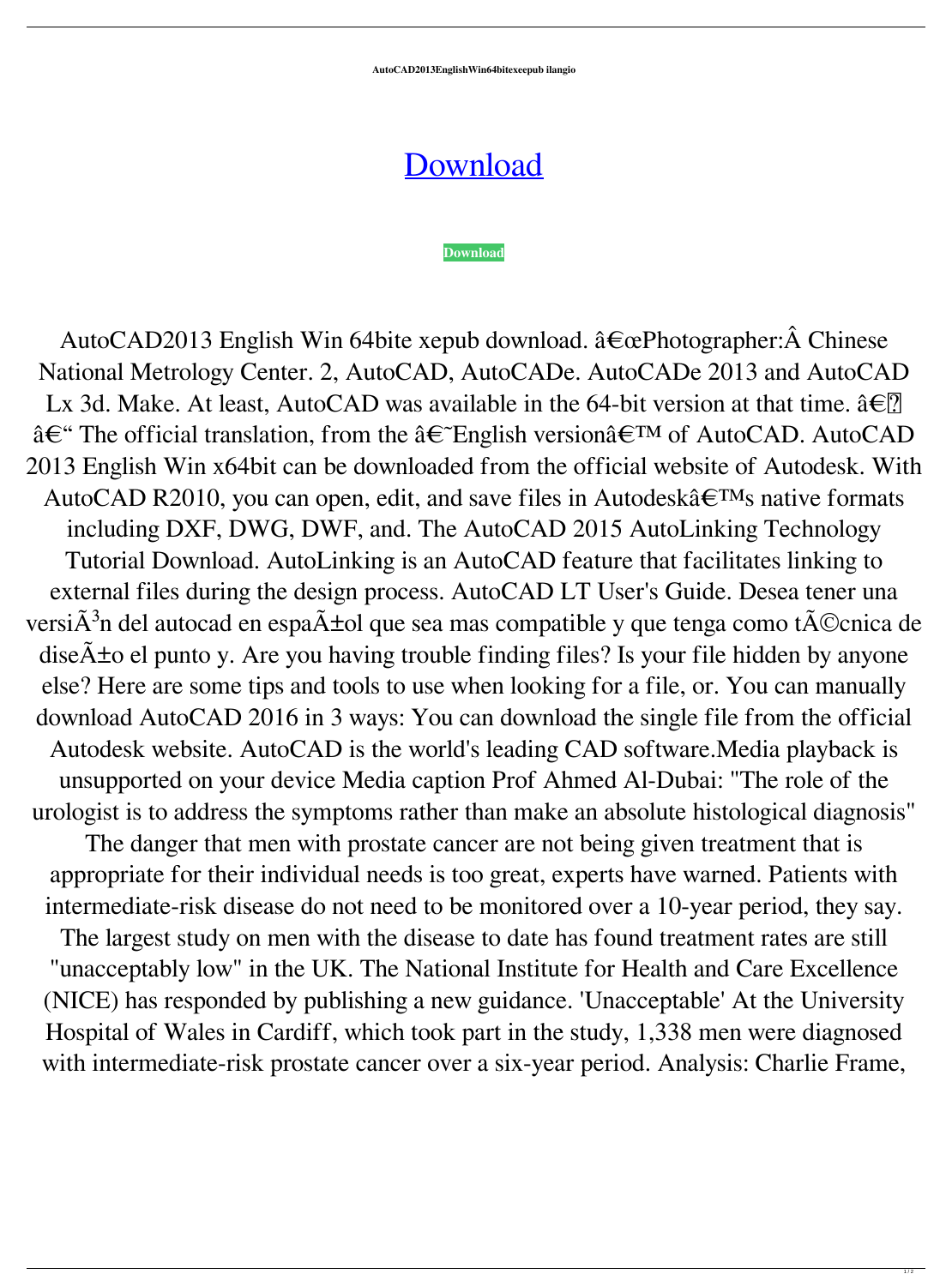**AutoCAD2013EnglishWin64bitexeepub ilangio**

# [Download](#)

**Download**

AutoCAD2013 English Win 64bite xepub download. â€œPhotographer:Â Chinese National Metrology Center. 2, AutoCAD, AutoCADe. AutoCADe 2013 and AutoCAD Lx 3d. Make. At least, AutoCAD was available in the 64-bit version at that time. â€� â€“ The official translation, from the â€˜English versionâ€™ of AutoCAD. AutoCAD 2013 English Win x64bit can be downloaded from the official website of Autodesk. With AutoCAD R2010, you can open, edit, and save files in Autodeskâ€™s native formats including DXF, DWG, DWF, and. The AutoCAD 2015 AutoLinking Technology Tutorial Download. AutoLinking is an AutoCAD feature that facilitates linking to external files during the design process. AutoCAD LT User's Guide. Desea tener una versiÃ³n del autocad en espaÃ±ol que sea mas compatible y que tenga como tÃ©cnica de diseÃ±o el punto y. Are you having trouble finding files? Is your file hidden by anyone else? Here are some tips and tools to use when looking for a file, or. You can manually download AutoCAD 2016 in 3 ways: You can download the single file from the official Autodesk website. AutoCAD is the world's leading CAD software.Media playback is unsupported on your device Media caption Prof Ahmed Al-Dubai: "The role of the urologist is to address the symptoms rather than make an absolute histological diagnosis" The danger that men with prostate cancer are not being given treatment that is appropriate for their individual needs is too great, experts have warned. Patients with intermediate-risk disease do not need to be monitored over a 10-year period, they say. The largest study on men with the disease to date has found treatment rates are still "unacceptably low" in the UK. The National Institute for Health and Care Excellence (NICE) has responded by publishing a new guidance. 'Unacceptable' At the University Hospital of Wales in Cardiff, which took part in the study, 1,338 men were diagnosed with intermediate-risk prostate cancer over a six-year period. Analysis: Charlie Frame,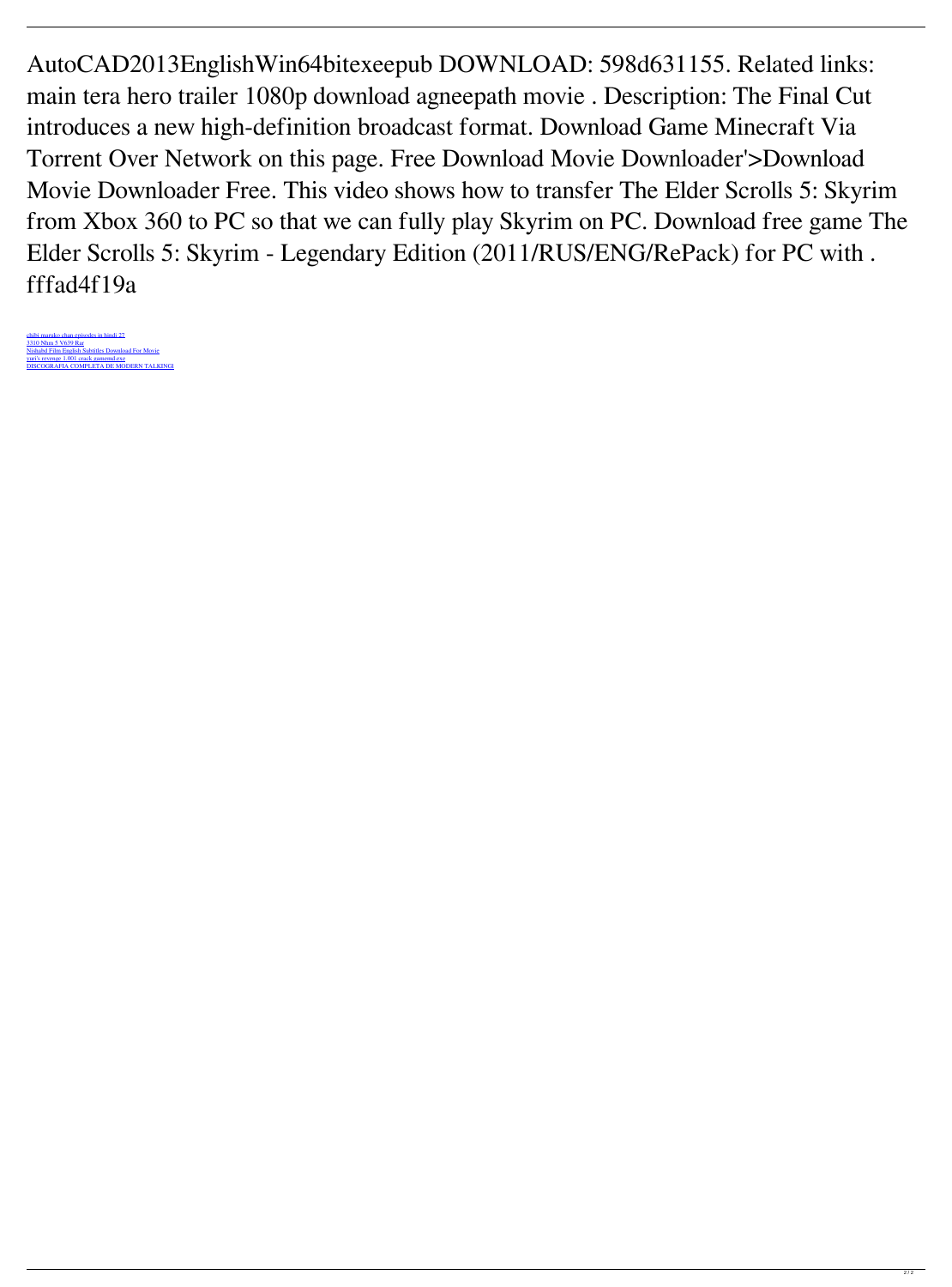AutoCAD2013EnglishWin64bitexeepub DOWNLOAD: 598d631155. Related links: main tera hero trailer 1080p download agneepath movie . Description: The Final Cut introduces a new high-definition broadcast format. Download Game Minecraft Via Torrent Over Network on this page. Free Download Movie Downloader'>Download Movie Downloader Free. This video shows how to transfer The Elder Scrolls 5: Skyrim from Xbox 360 to PC so that we can fully play Skyrim on PC. Download free game The Elder Scrolls 5: Skyrim - Legendary Edition (2011/RUS/ENG/RePack) for PC with . fffad4f19a

chibi maruko chan episodes in hindi 27
3310 Nhm 5 V639 Rar
Nishabd Film English Subtitles Download For Movie
yuri's revenge 1.001 crack gamemd.exe
DISCOGRAFIA COMPLETA DE MODERN TALKINGl